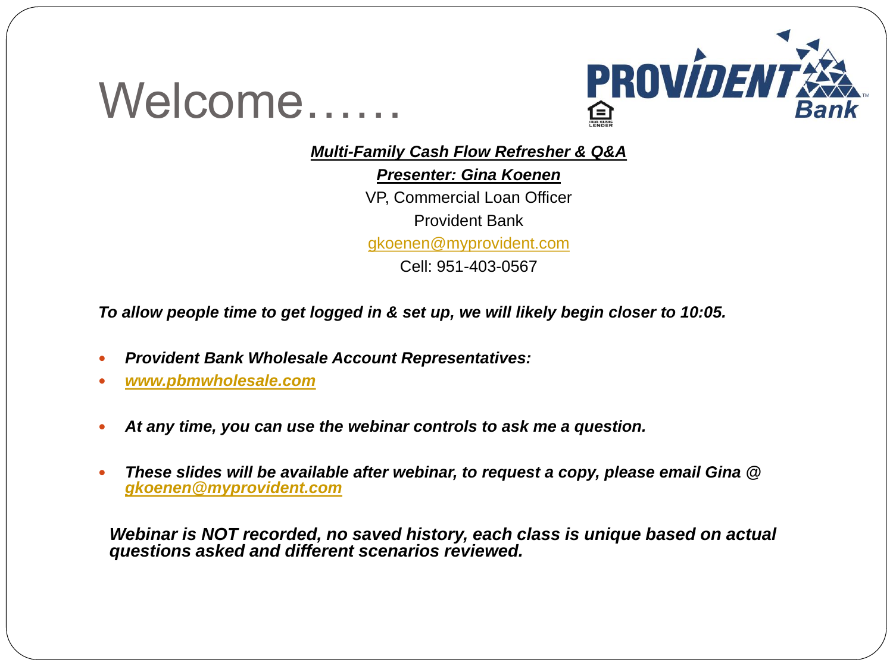# Welcome……

PROVIDENT Bank

EQUAL HOUSING LENDER

***Multi-Family Cash Flow Refresher & Q&A***

***Presenter: Gina Koenen***

VP, Commercial Loan Officer

Provident Bank

gkoenen@myprovident.com

Cell: 951-403-0567

***To allow people time to get logged in & set up, we will likely begin closer to 10:05.***

- ***Provident Bank Wholesale Account Representatives:***
- ***www.pbmwholesale.com***

- ***At any time, you can use the webinar controls to ask me a question.***

- ***These slides will be available after webinar, to request a copy, please email Gina @ gkoenen@myprovident.com***

***Webinar is NOT recorded, no saved history, each class is unique based on actual questions asked and different scenarios reviewed.***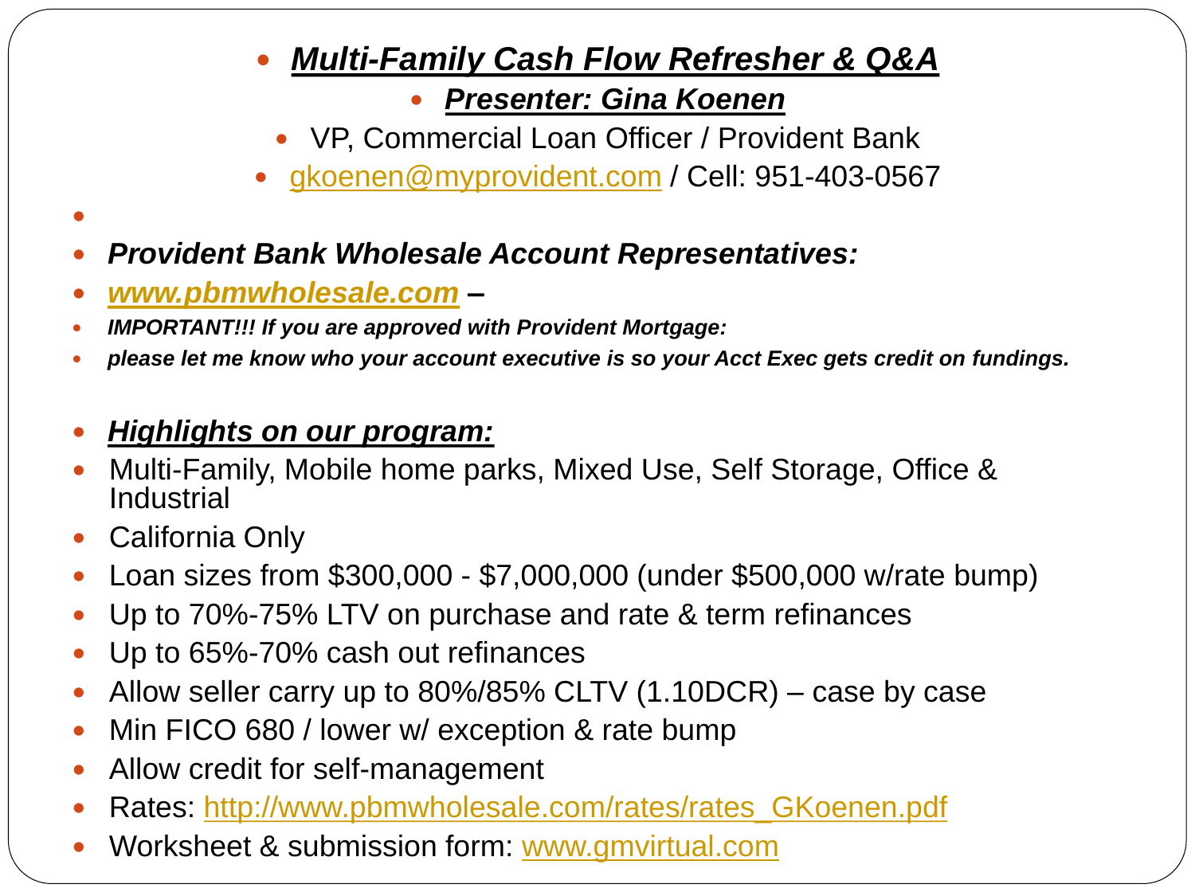- ***Multi-Family Cash Flow Refresher & Q&A***
- ***Presenter: Gina Koenen***
- VP, Commercial Loan Officer / Provident Bank
- gkoenen@myprovident.com / Cell: 951-403-0567

- ***Provident Bank Wholesale Account Representatives:***
- ***www.pbmwholesale.com* –**
- ***IMPORTANT!!! If you are approved with Provident Mortgage:***
- ***please let me know who your account executive is so your Acct Exec gets credit on fundings.***

- ***Highlights on our program:***
- Multi-Family, Mobile home parks, Mixed Use, Self Storage, Office & Industrial
- California Only
- Loan sizes from $300,000 - $7,000,000 (under $500,000 w/rate bump)
- Up to 70%-75% LTV on purchase and rate & term refinances
- Up to 65%-70% cash out refinances
- Allow seller carry up to 80%/85% CLTV (1.10DCR) – case by case
- Min FICO 680 / lower w/ exception & rate bump
- Allow credit for self-management
- Rates: http://www.pbmwholesale.com/rates/rates_GKoenen.pdf
- Worksheet & submission form: www.gmvirtual.com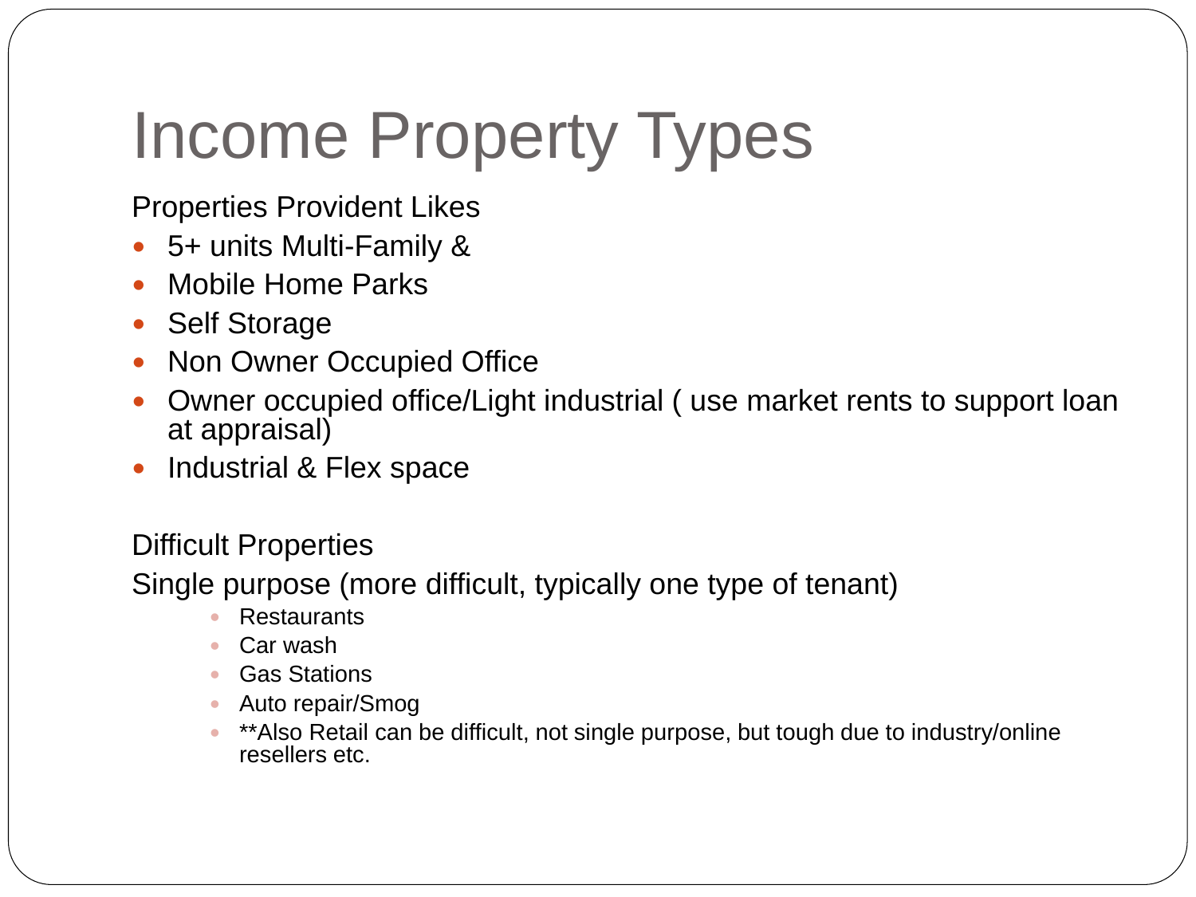# Income Property Types

Properties Provident Likes

- 5+ units Multi-Family &
- Mobile Home Parks
- Self Storage
- Non Owner Occupied Office
- Owner occupied office/Light industrial ( use market rents to support loan at appraisal)
- Industrial & Flex space

Difficult Properties

Single purpose (more difficult, typically one type of tenant)

- Restaurants
- Car wash
- Gas Stations
- Auto repair/Smog
- **Also Retail can be difficult, not single purpose, but tough due to industry/online resellers etc.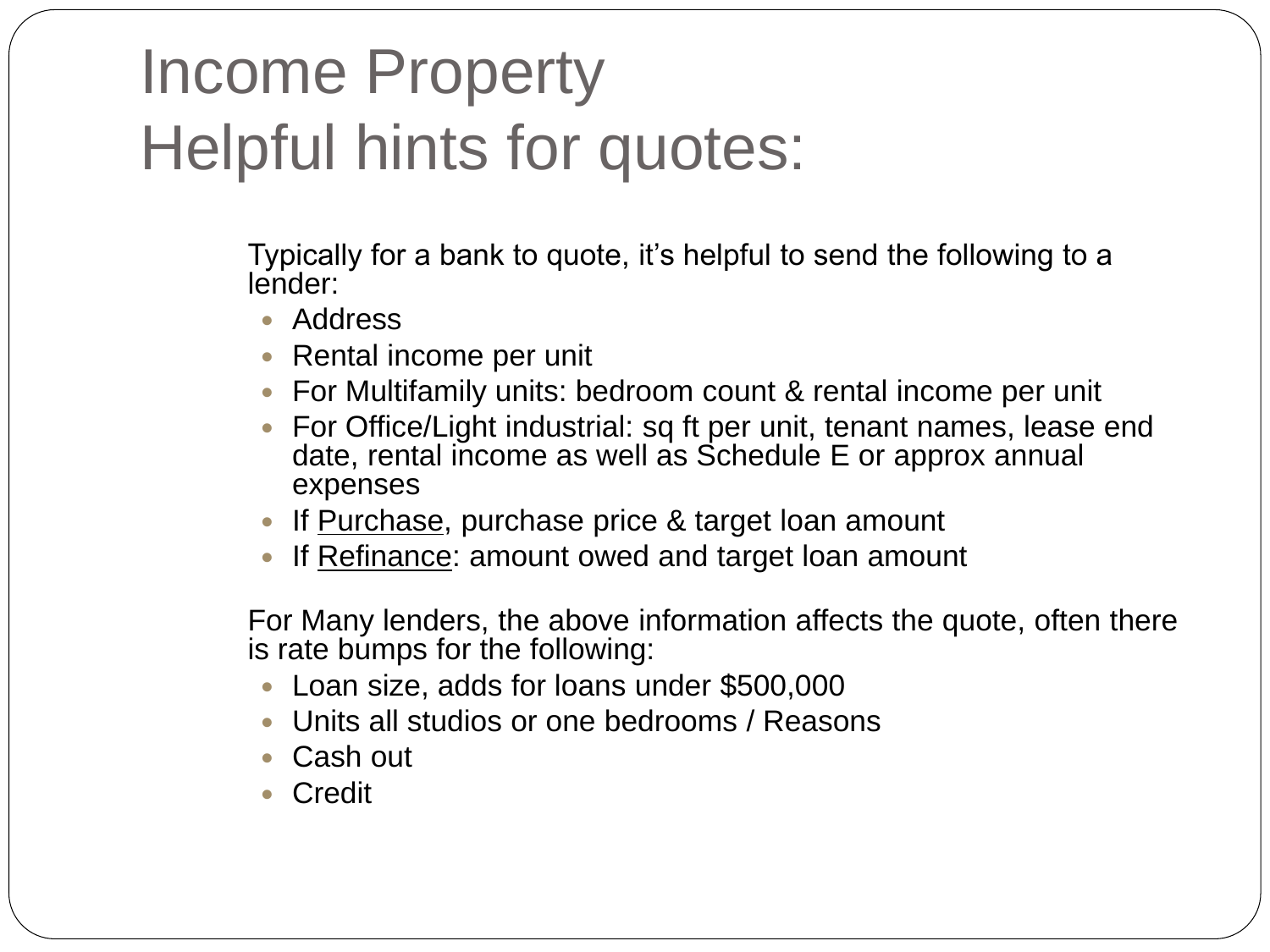# Income Property
# Helpful hints for quotes:

Typically for a bank to quote, it's helpful to send the following to a lender:

- Address
- Rental income per unit
- For Multifamily units: bedroom count & rental income per unit
- For Office/Light industrial: sq ft per unit, tenant names, lease end date, rental income as well as Schedule E or approx annual expenses
- If <u>Purchase</u>, purchase price & target loan amount
- If <u>Refinance</u>: amount owed and target loan amount

For Many lenders, the above information affects the quote, often there is rate bumps for the following:

- Loan size, adds for loans under $500,000
- Units all studios or one bedrooms / Reasons
- Cash out
- Credit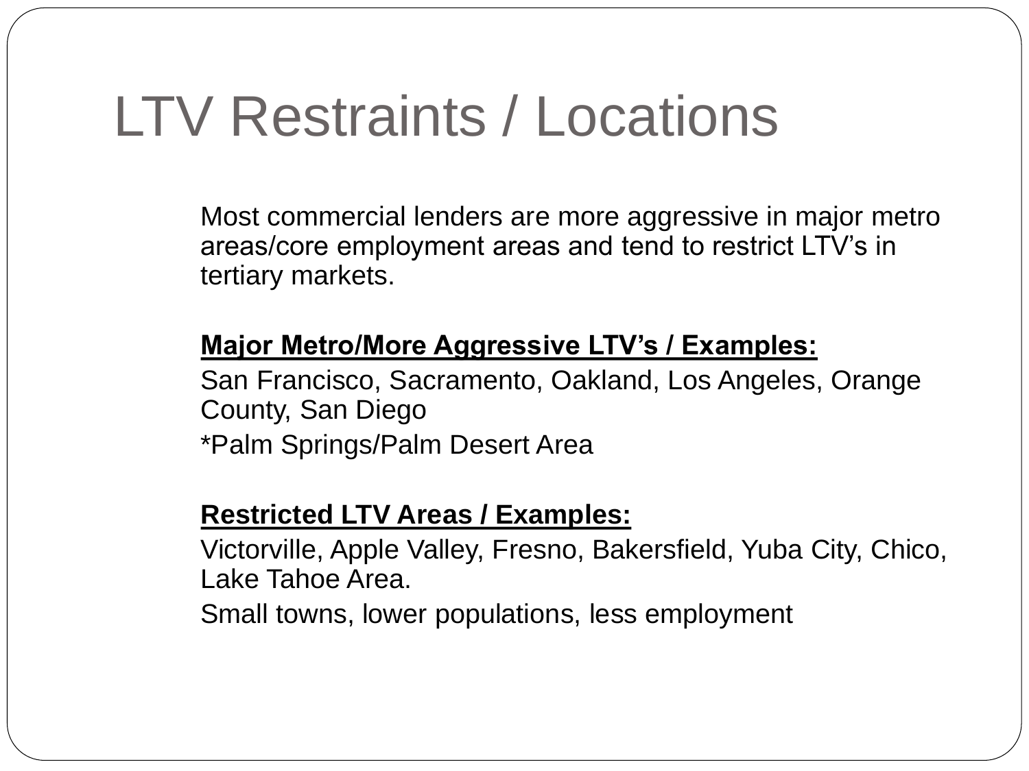# LTV Restraints / Locations

Most commercial lenders are more aggressive in major metro areas/core employment areas and tend to restrict LTV's in tertiary markets.

**Major Metro/More Aggressive LTV's / Examples:**

San Francisco, Sacramento, Oakland, Los Angeles, Orange County, San Diego

*Palm Springs/Palm Desert Area

**Restricted LTV Areas / Examples:**

Victorville, Apple Valley, Fresno, Bakersfield, Yuba City, Chico, Lake Tahoe Area.

Small towns, lower populations, less employment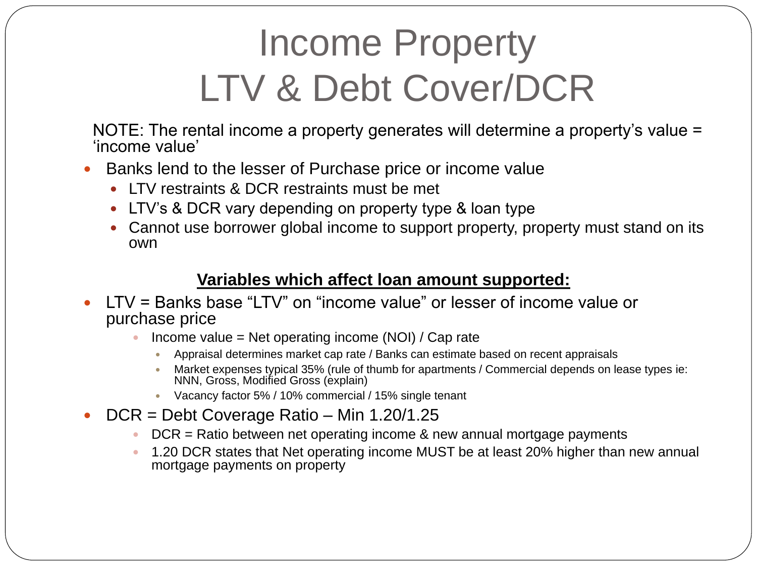# Income Property LTV & Debt Cover/DCR

NOTE: The rental income a property generates will determine a property's value = 'income value'

- Banks lend to the lesser of Purchase price or income value
  - LTV restraints & DCR restraints must be met
  - LTV's & DCR vary depending on property type & loan type
  - Cannot use borrower global income to support property, property must stand on its own

**Variables which affect loan amount supported:**

- LTV = Banks base "LTV" on "income value" or lesser of income value or purchase price
  - Income value = Net operating income (NOI) / Cap rate
    - Appraisal determines market cap rate / Banks can estimate based on recent appraisals
    - Market expenses typical 35% (rule of thumb for apartments / Commercial depends on lease types ie: NNN, Gross, Modified Gross (explain)
    - Vacancy factor 5% / 10% commercial / 15% single tenant
- DCR = Debt Coverage Ratio – Min 1.20/1.25
  - DCR = Ratio between net operating income & new annual mortgage payments
  - 1.20 DCR states that Net operating income MUST be at least 20% higher than new annual mortgage payments on property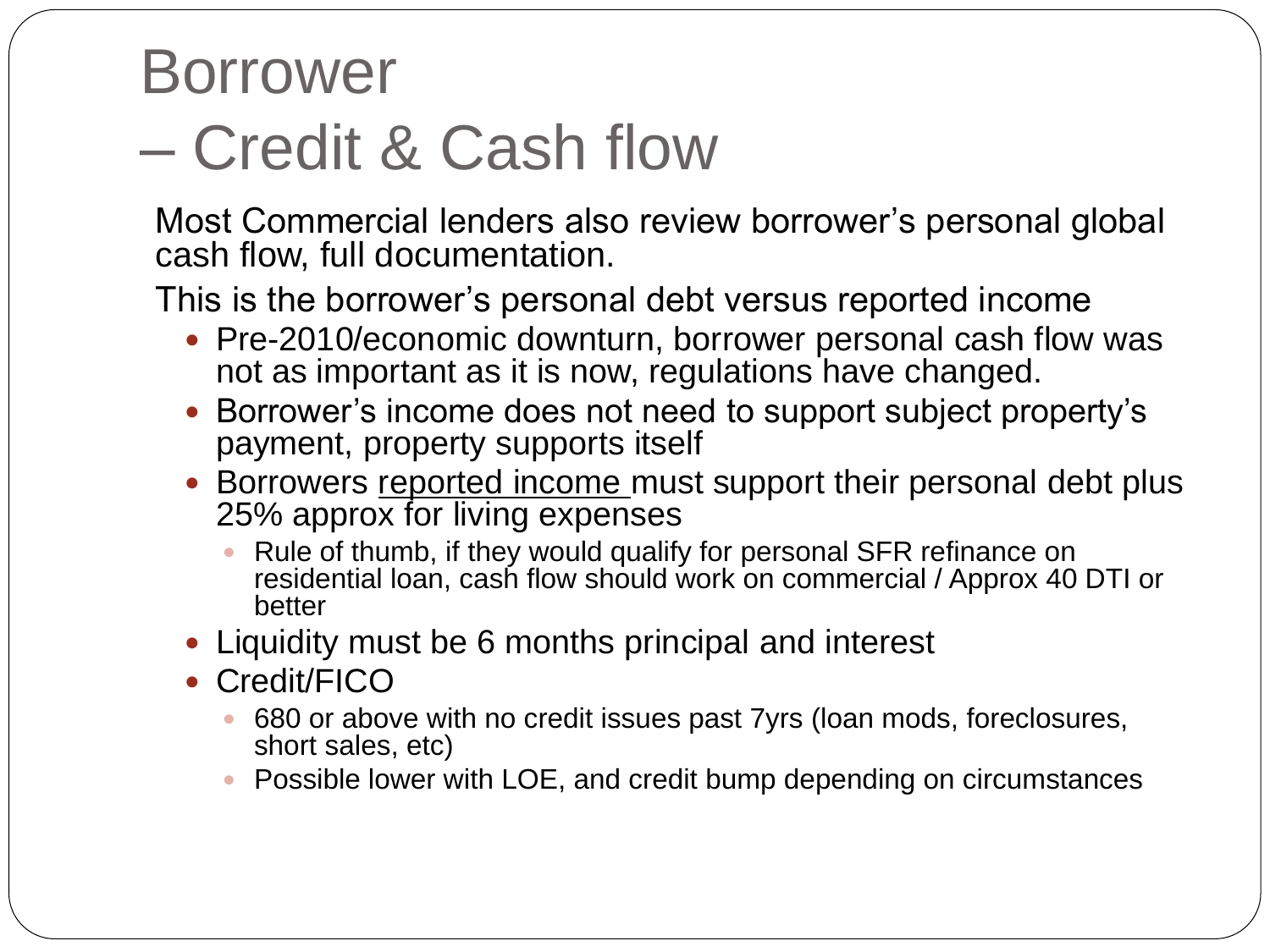# Borrower – Credit & Cash flow

Most Commercial lenders also review borrower's personal global cash flow, full documentation.

This is the borrower's personal debt versus reported income

- Pre-2010/economic downturn, borrower personal cash flow was not as important as it is now, regulations have changed.
- Borrower's income does not need to support subject property's payment, property supports itself
- Borrowers <u>reported income</u> must support their personal debt plus 25% approx for living expenses
  - Rule of thumb, if they would qualify for personal SFR refinance on residential loan, cash flow should work on commercial / Approx 40 DTI or better
- Liquidity must be 6 months principal and interest
- Credit/FICO
  - 680 or above with no credit issues past 7yrs (loan mods, foreclosures, short sales, etc)
  - Possible lower with LOE, and credit bump depending on circumstances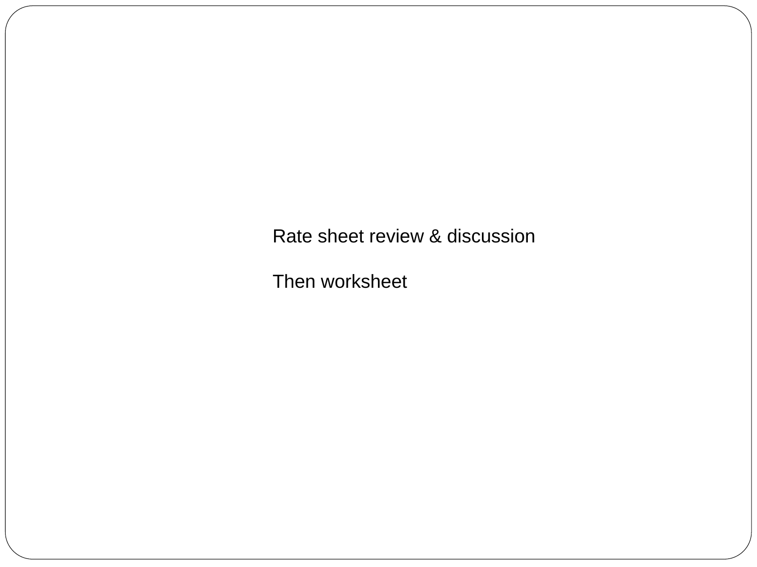Rate sheet review & discussion

Then worksheet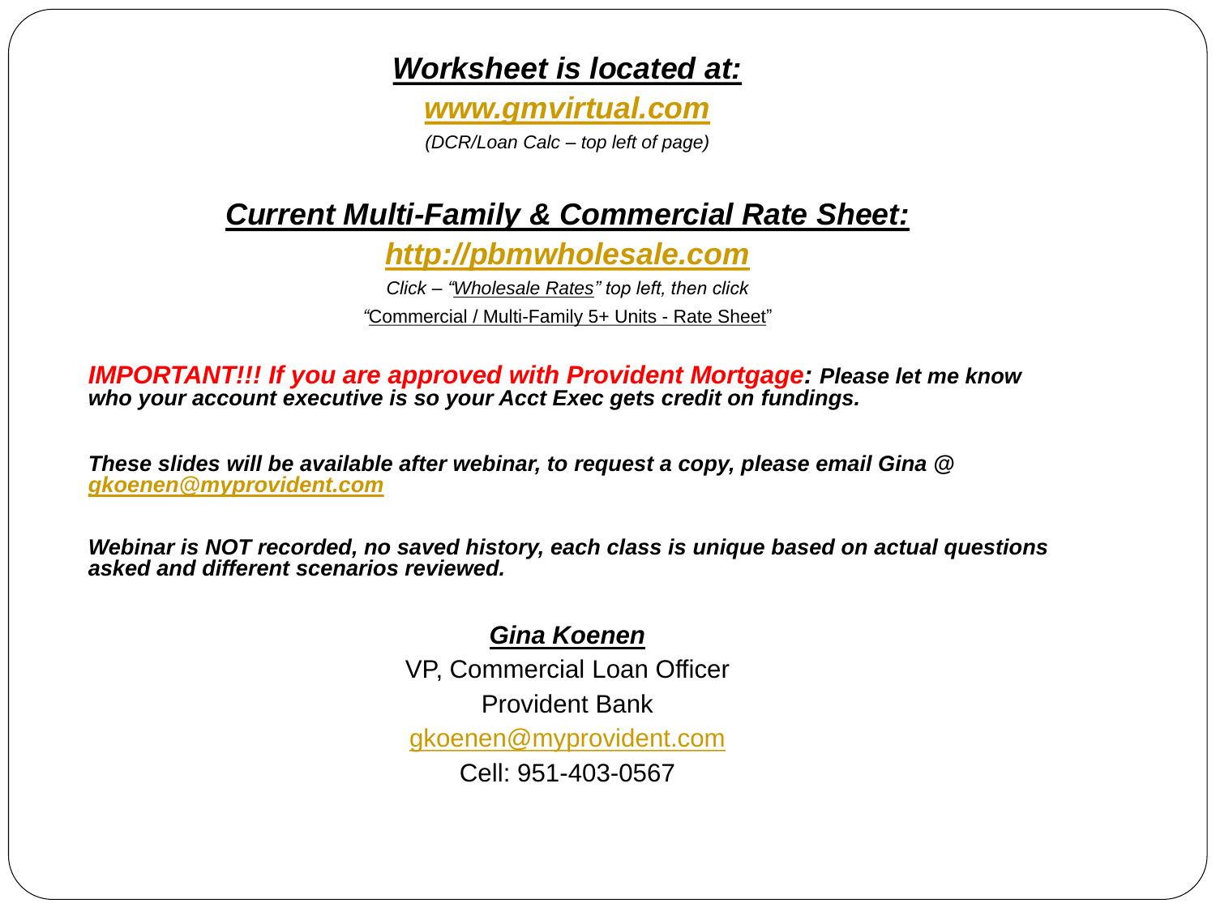## ***Worksheet is located at:***

***www.gmvirtual.com***

*(DCR/Loan Calc – top left of page)*

## ***Current Multi-Family & Commercial Rate Sheet:***

***http://pbmwholesale.com***

*Click – "Wholesale Rates" top left, then click*

"Commercial / Multi-Family 5+ Units - Rate Sheet"

***IMPORTANT!!! If you are approved with Provident Mortgage: Please let me know who your account executive is so your Acct Exec gets credit on fundings.***

***These slides will be available after webinar, to request a copy, please email Gina @ gkoenen@myprovident.com***

***Webinar is NOT recorded, no saved history, each class is unique based on actual questions asked and different scenarios reviewed.***

***Gina Koenen***

VP, Commercial Loan Officer

Provident Bank

gkoenen@myprovident.com

Cell: 951-403-0567